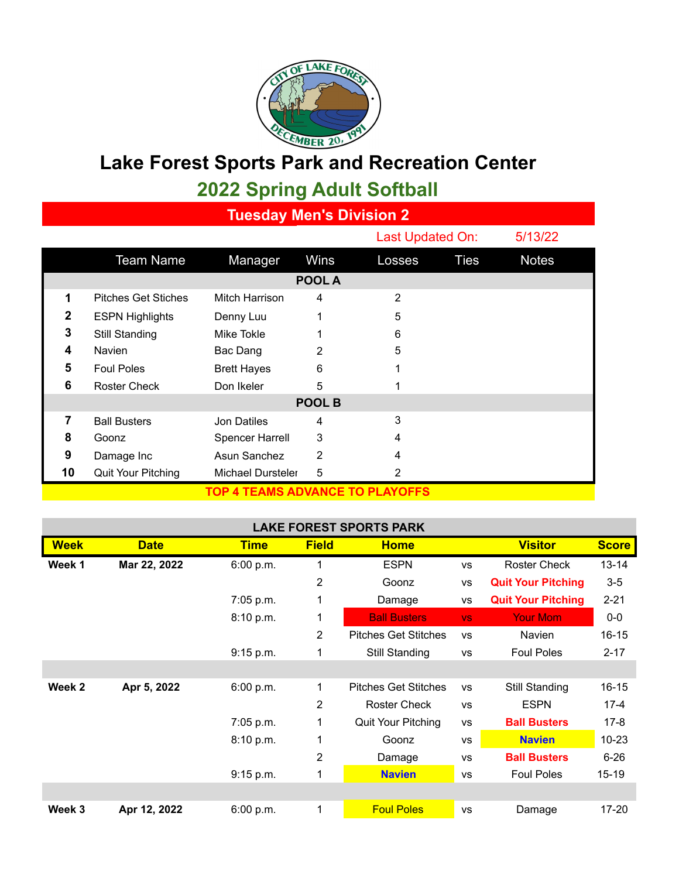# Lake Forest Sports Park and Recreation Center

## 2022 Spring Adult Softball

### Tuesday Men's Division 2

Last Updated On: 5/13/22

| | Team Name | Manager | Wins | Losses | Ties | Notes |
|---|---|---|---|---|---|---|
| | | | **POOL A** | | | |
| **1** | Pitches Get Stiches | Mitch Harrison | 4 | 2 | | |
| **2** | ESPN Highlights | Denny Luu | 1 | 5 | | |
| **3** | Still Standing | Mike Tokle | 1 | 6 | | |
| **4** | Navien | Bac Dang | 2 | 5 | | |
| **5** | Foul Poles | Brett Hayes | 6 | 1 | | |
| **6** | Roster Check | Don Ikeler | 5 | 1 | | |
| | | | **POOL B** | | | |
| **7** | Ball Busters | Jon Datiles | 4 | 3 | | |
| **8** | Goonz | Spencer Harrell | 3 | 4 | | |
| **9** | Damage Inc | Asun Sanchez | 2 | 4 | | |
| **10** | Quit Your Pitching | Michael Dursteler | 5 | 2 | | |

**TOP 4 TEAMS ADVANCE TO PLAYOFFS**

**LAKE FOREST SPORTS PARK**

| Week | Date | Time | Field | Home | | Visitor | Score |
|---|---|---|---|---|---|---|---|
| **Week 1** | **Mar 22, 2022** | 6:00 p.m. | 1 | ESPN | vs | Roster Check | 13-14 |
| | | | 2 | Goonz | vs | **Quit Your Pitching** | 3-5 |
| | | 7:05 p.m. | 1 | Damage | vs | **Quit Your Pitching** | 2-21 |
| | | 8:10 p.m. | 1 | Ball Busters | vs | Your Mom | 0-0 |
| | | | 2 | Pitches Get Stitches | vs | Navien | 16-15 |
| | | 9:15 p.m. | 1 | Still Standing | vs | Foul Poles | 2-17 |
| | | | | | | | |
| **Week 2** | **Apr 5, 2022** | 6:00 p.m. | 1 | Pitches Get Stitches | vs | Still Standing | 16-15 |
| | | | 2 | Roster Check | vs | ESPN | 17-4 |
| | | 7:05 p.m. | 1 | Quit Your Pitching | vs | **Ball Busters** | 17-8 |
| | | 8:10 p.m. | 1 | Goonz | vs | **Navien** | 10-23 |
| | | | 2 | Damage | vs | **Ball Busters** | 6-26 |
| | | 9:15 p.m. | 1 | **Navien** | vs | Foul Poles | 15-19 |
| | | | | | | | |
| **Week 3** | **Apr 12, 2022** | 6:00 p.m. | 1 | Foul Poles | vs | Damage | 17-20 |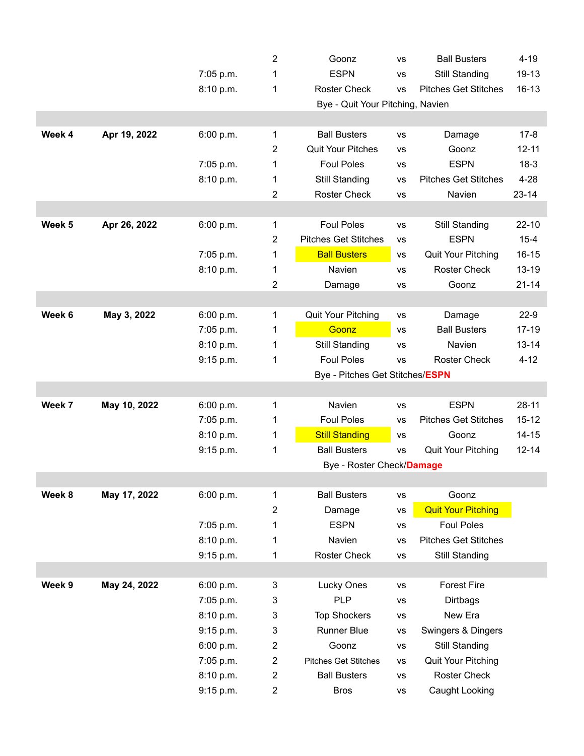| Week | Date | Time | Field | Team | | Team | Score |
|---|---|---|---|---|---|---|---|
| | | | 2 | Goonz | vs | Ball Busters | 4-19 |
| | | 7:05 p.m. | 1 | ESPN | vs | Still Standing | 19-13 |
| | | 8:10 p.m. | 1 | Roster Check | vs | Pitches Get Stitches | 16-13 |
| | | | | Bye - Quit Your Pitching, Navien | | | |
| **Week 4** | **Apr 19, 2022** | 6:00 p.m. | 1 | Ball Busters | vs | Damage | 17-8 |
| | | | 2 | Quit Your Pitches | vs | Goonz | 12-11 |
| | | 7:05 p.m. | 1 | Foul Poles | vs | ESPN | 18-3 |
| | | 8:10 p.m. | 1 | Still Standing | vs | Pitches Get Stitches | 4-28 |
| | | | 2 | Roster Check | vs | Navien | 23-14 |
| **Week 5** | **Apr 26, 2022** | 6:00 p.m. | 1 | Foul Poles | vs | Still Standing | 22-10 |
| | | | 2 | Pitches Get Stitches | vs | ESPN | 15-4 |
| | | 7:05 p.m. | 1 | Ball Busters | vs | Quit Your Pitching | 16-15 |
| | | 8:10 p.m. | 1 | Navien | vs | Roster Check | 13-19 |
| | | | 2 | Damage | vs | Goonz | 21-14 |
| **Week 6** | **May 3, 2022** | 6:00 p.m. | 1 | Quit Your Pitching | vs | Damage | 22-9 |
| | | 7:05 p.m. | 1 | Goonz | vs | Ball Busters | 17-19 |
| | | 8:10 p.m. | 1 | Still Standing | vs | Navien | 13-14 |
| | | 9:15 p.m. | 1 | Foul Poles | vs | Roster Check | 4-12 |
| | | | | Bye - Pitches Get Stitches/**ESPN** | | | |
| **Week 7** | **May 10, 2022** | 6:00 p.m. | 1 | Navien | vs | ESPN | 28-11 |
| | | 7:05 p.m. | 1 | Foul Poles | vs | Pitches Get Stitches | 15-12 |
| | | 8:10 p.m. | 1 | Still Standing | vs | Goonz | 14-15 |
| | | 9:15 p.m. | 1 | Ball Busters | vs | Quit Your Pitching | 12-14 |
| | | | | Bye - Roster Check/**Damage** | | | |
| **Week 8** | **May 17, 2022** | 6:00 p.m. | 1 | Ball Busters | vs | Goonz | |
| | | | 2 | Damage | vs | Quit Your Pitching | |
| | | 7:05 p.m. | 1 | ESPN | vs | Foul Poles | |
| | | 8:10 p.m. | 1 | Navien | vs | Pitches Get Stitches | |
| | | 9:15 p.m. | 1 | Roster Check | vs | Still Standing | |
| **Week 9** | **May 24, 2022** | 6:00 p.m. | 3 | Lucky Ones | vs | Forest Fire | |
| | | 7:05 p.m. | 3 | PLP | vs | Dirtbags | |
| | | 8:10 p.m. | 3 | Top Shockers | vs | New Era | |
| | | 9:15 p.m. | 3 | Runner Blue | vs | Swingers & Dingers | |
| | | 6:00 p.m. | 2 | Goonz | vs | Still Standing | |
| | | 7:05 p.m. | 2 | Pitches Get Stitches | vs | Quit Your Pitching | |
| | | 8:10 p.m. | 2 | Ball Busters | vs | Roster Check | |
| | | 9:15 p.m. | 2 | Bros | vs | Caught Looking | |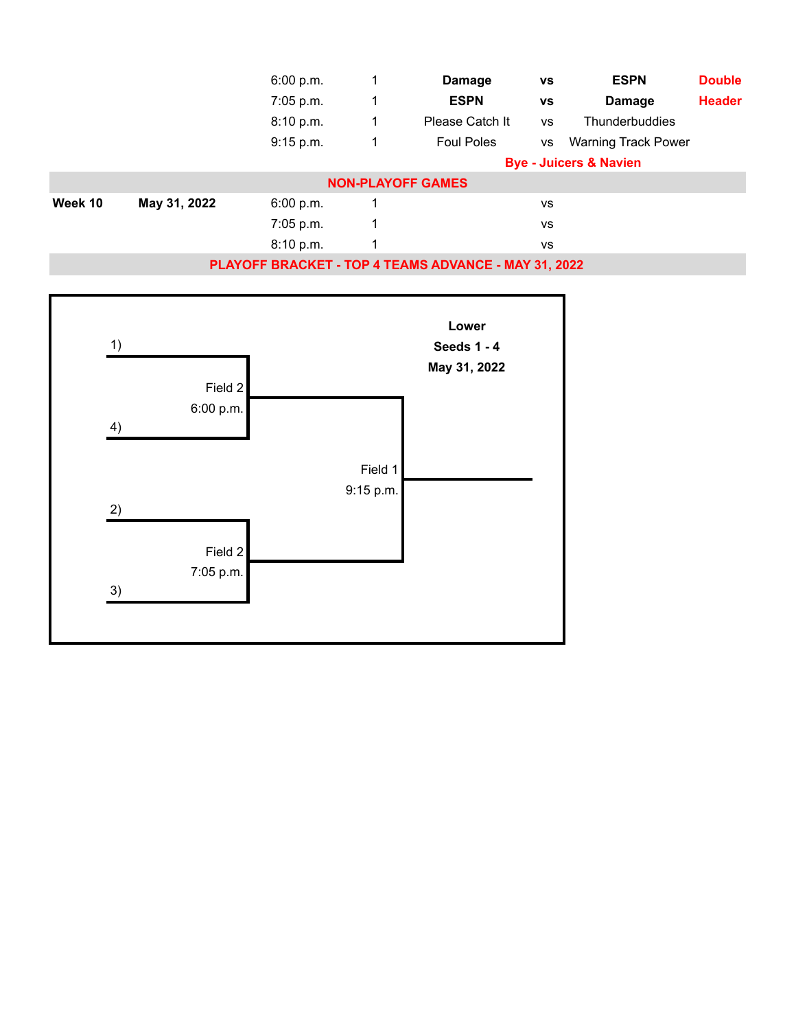| | | | | | | | |
|---|---|---|---|---|---|---|---|
| | | 6:00 p.m. | 1 | **Damage** | **vs** | **ESPN** | **Double** |
| | | 7:05 p.m. | 1 | **ESPN** | **vs** | **Damage** | **Header** |
| | | 8:10 p.m. | 1 | Please Catch It | vs | Thunderbuddies | |
| | | 9:15 p.m. | 1 | Foul Poles | vs | Warning Track Power | |
| | | | | | | **Bye - Juicers & Navien** | |
| **NON-PLAYOFF GAMES** | | | | | | | |
| **Week 10** | **May 31, 2022** | 6:00 p.m. | 1 | | vs | | |
| | | 7:05 p.m. | 1 | | vs | | |
| | | 8:10 p.m. | 1 | | vs | | |

**PLAYOFF BRACKET - TOP 4 TEAMS ADVANCE - MAY 31, 2022**

**Lower**
**Seeds 1 - 4**
**May 31, 2022**

1)
Field 2
6:00 p.m.
4)

Field 1
9:15 p.m.

2)
Field 2
7:05 p.m.
3)